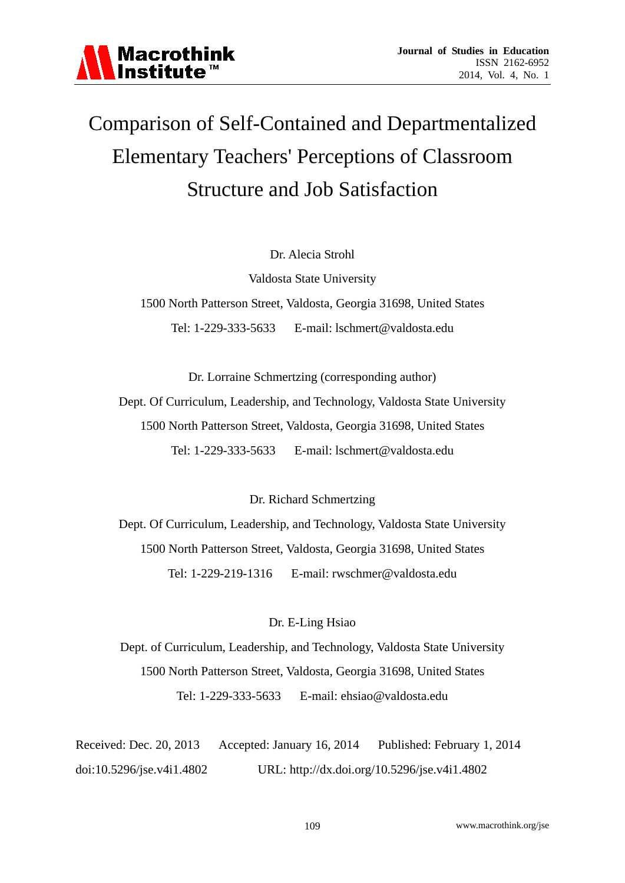# Comparison of Self-Contained and Departmentalized Elementary Teachers' Perceptions of Classroom Structure and Job Satisfaction

Dr. Alecia Strohl

Valdosta State University

1500 North Patterson Street, Valdosta, Georgia 31698, United States

Tel: 1-229-333-5633 E-mail: lschmert@valdosta.edu

Dr. Lorraine Schmertzing (corresponding author)

Dept. Of Curriculum, Leadership, and Technology, Valdosta State University

1500 North Patterson Street, Valdosta, Georgia 31698, United States

Tel: 1-229-333-5633 E-mail: lschmert@valdosta.edu

Dr. Richard Schmertzing

Dept. Of Curriculum, Leadership, and Technology, Valdosta State University

1500 North Patterson Street, Valdosta, Georgia 31698, United States

Tel: 1-229-219-1316 E-mail: rwschmer@valdosta.edu

Dr. E-Ling Hsiao

Dept. of Curriculum, Leadership, and Technology, Valdosta State University

1500 North Patterson Street, Valdosta, Georgia 31698, United States

Tel: 1-229-333-5633 E-mail: ehsiao@valdosta.edu

Received: Dec. 20, 2013 Accepted: January 16, 2014 Published: February 1, 2014

doi:10.5296/jse.v4i1.4802 URL: http://dx.doi.org/10.5296/jse.v4i1.4802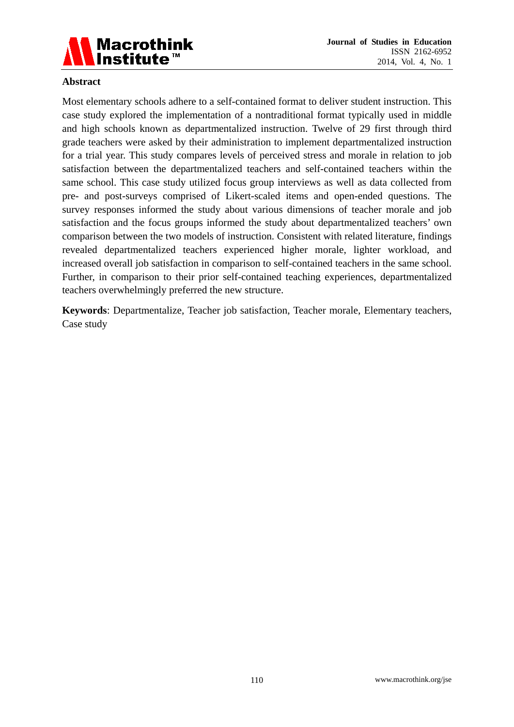## Abstract

Most elementary schools adhere to a self-contained format to deliver student instruction. This case study explored the implementation of a nontraditional format typically used in middle and high schools known as departmentalized instruction. Twelve of 29 first through third grade teachers were asked by their administration to implement departmentalized instruction for a trial year. This study compares levels of perceived stress and morale in relation to job satisfaction between the departmentalized teachers and self-contained teachers within the same school. This case study utilized focus group interviews as well as data collected from pre- and post-surveys comprised of Likert-scaled items and open-ended questions. The survey responses informed the study about various dimensions of teacher morale and job satisfaction and the focus groups informed the study about departmentalized teachers' own comparison between the two models of instruction. Consistent with related literature, findings revealed departmentalized teachers experienced higher morale, lighter workload, and increased overall job satisfaction in comparison to self-contained teachers in the same school. Further, in comparison to their prior self-contained teaching experiences, departmentalized teachers overwhelmingly preferred the new structure.

**Keywords**: Departmentalize, Teacher job satisfaction, Teacher morale, Elementary teachers, Case study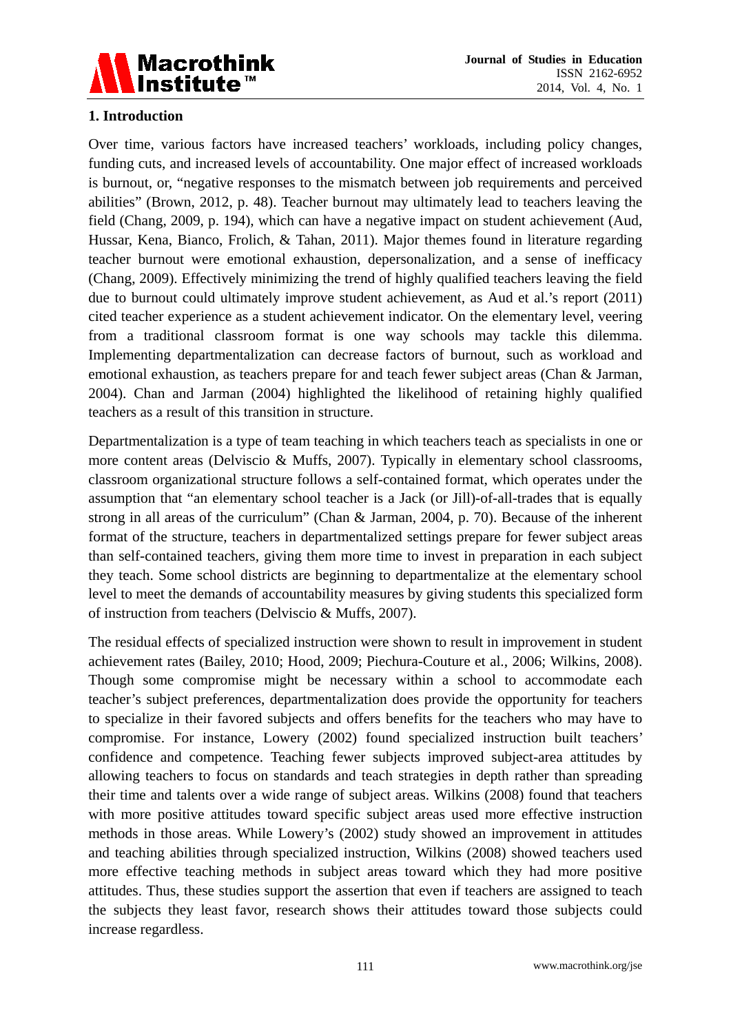## 1. Introduction

Over time, various factors have increased teachers' workloads, including policy changes, funding cuts, and increased levels of accountability. One major effect of increased workloads is burnout, or, "negative responses to the mismatch between job requirements and perceived abilities" (Brown, 2012, p. 48). Teacher burnout may ultimately lead to teachers leaving the field (Chang, 2009, p. 194), which can have a negative impact on student achievement (Aud, Hussar, Kena, Bianco, Frolich, & Tahan, 2011). Major themes found in literature regarding teacher burnout were emotional exhaustion, depersonalization, and a sense of inefficacy (Chang, 2009). Effectively minimizing the trend of highly qualified teachers leaving the field due to burnout could ultimately improve student achievement, as Aud et al.'s report (2011) cited teacher experience as a student achievement indicator. On the elementary level, veering from a traditional classroom format is one way schools may tackle this dilemma. Implementing departmentalization can decrease factors of burnout, such as workload and emotional exhaustion, as teachers prepare for and teach fewer subject areas (Chan & Jarman, 2004). Chan and Jarman (2004) highlighted the likelihood of retaining highly qualified teachers as a result of this transition in structure.

Departmentalization is a type of team teaching in which teachers teach as specialists in one or more content areas (Delviscio & Muffs, 2007). Typically in elementary school classrooms, classroom organizational structure follows a self-contained format, which operates under the assumption that "an elementary school teacher is a Jack (or Jill)-of-all-trades that is equally strong in all areas of the curriculum" (Chan & Jarman, 2004, p. 70). Because of the inherent format of the structure, teachers in departmentalized settings prepare for fewer subject areas than self-contained teachers, giving them more time to invest in preparation in each subject they teach. Some school districts are beginning to departmentalize at the elementary school level to meet the demands of accountability measures by giving students this specialized form of instruction from teachers (Delviscio & Muffs, 2007).

The residual effects of specialized instruction were shown to result in improvement in student achievement rates (Bailey, 2010; Hood, 2009; Piechura-Couture et al., 2006; Wilkins, 2008). Though some compromise might be necessary within a school to accommodate each teacher's subject preferences, departmentalization does provide the opportunity for teachers to specialize in their favored subjects and offers benefits for the teachers who may have to compromise. For instance, Lowery (2002) found specialized instruction built teachers' confidence and competence. Teaching fewer subjects improved subject-area attitudes by allowing teachers to focus on standards and teach strategies in depth rather than spreading their time and talents over a wide range of subject areas. Wilkins (2008) found that teachers with more positive attitudes toward specific subject areas used more effective instruction methods in those areas. While Lowery's (2002) study showed an improvement in attitudes and teaching abilities through specialized instruction, Wilkins (2008) showed teachers used more effective teaching methods in subject areas toward which they had more positive attitudes. Thus, these studies support the assertion that even if teachers are assigned to teach the subjects they least favor, research shows their attitudes toward those subjects could increase regardless.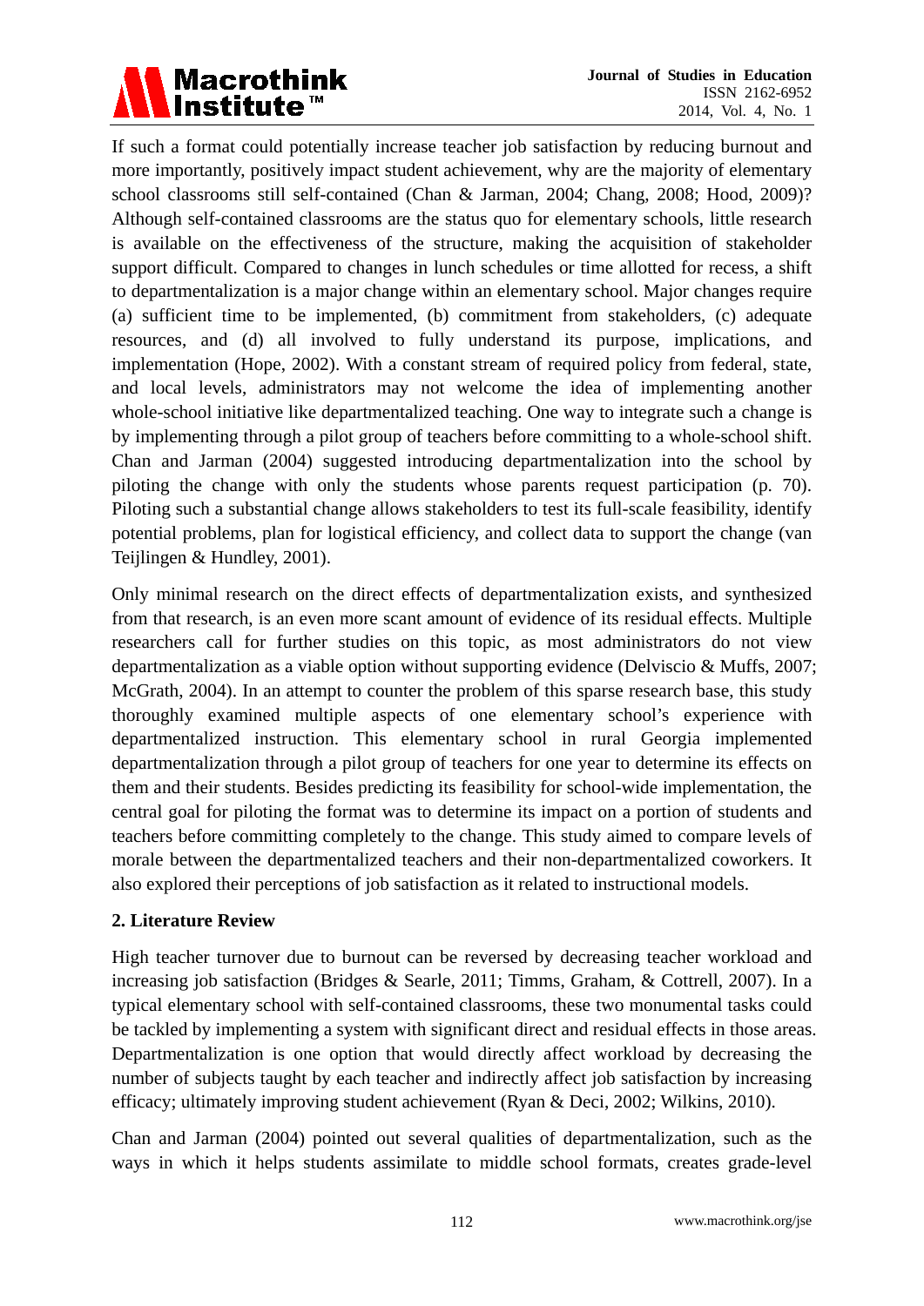If such a format could potentially increase teacher job satisfaction by reducing burnout and more importantly, positively impact student achievement, why are the majority of elementary school classrooms still self-contained (Chan & Jarman, 2004; Chang, 2008; Hood, 2009)? Although self-contained classrooms are the status quo for elementary schools, little research is available on the effectiveness of the structure, making the acquisition of stakeholder support difficult. Compared to changes in lunch schedules or time allotted for recess, a shift to departmentalization is a major change within an elementary school. Major changes require (a) sufficient time to be implemented, (b) commitment from stakeholders, (c) adequate resources, and (d) all involved to fully understand its purpose, implications, and implementation (Hope, 2002). With a constant stream of required policy from federal, state, and local levels, administrators may not welcome the idea of implementing another whole-school initiative like departmentalized teaching. One way to integrate such a change is by implementing through a pilot group of teachers before committing to a whole-school shift. Chan and Jarman (2004) suggested introducing departmentalization into the school by piloting the change with only the students whose parents request participation (p. 70). Piloting such a substantial change allows stakeholders to test its full-scale feasibility, identify potential problems, plan for logistical efficiency, and collect data to support the change (van Teijlingen & Hundley, 2001).

Only minimal research on the direct effects of departmentalization exists, and synthesized from that research, is an even more scant amount of evidence of its residual effects. Multiple researchers call for further studies on this topic, as most administrators do not view departmentalization as a viable option without supporting evidence (Delviscio & Muffs, 2007; McGrath, 2004). In an attempt to counter the problem of this sparse research base, this study thoroughly examined multiple aspects of one elementary school's experience with departmentalized instruction. This elementary school in rural Georgia implemented departmentalization through a pilot group of teachers for one year to determine its effects on them and their students. Besides predicting its feasibility for school-wide implementation, the central goal for piloting the format was to determine its impact on a portion of students and teachers before committing completely to the change. This study aimed to compare levels of morale between the departmentalized teachers and their non-departmentalized coworkers. It also explored their perceptions of job satisfaction as it related to instructional models.

## 2. Literature Review

High teacher turnover due to burnout can be reversed by decreasing teacher workload and increasing job satisfaction (Bridges & Searle, 2011; Timms, Graham, & Cottrell, 2007). In a typical elementary school with self-contained classrooms, these two monumental tasks could be tackled by implementing a system with significant direct and residual effects in those areas. Departmentalization is one option that would directly affect workload by decreasing the number of subjects taught by each teacher and indirectly affect job satisfaction by increasing efficacy; ultimately improving student achievement (Ryan & Deci, 2002; Wilkins, 2010).

Chan and Jarman (2004) pointed out several qualities of departmentalization, such as the ways in which it helps students assimilate to middle school formats, creates grade-level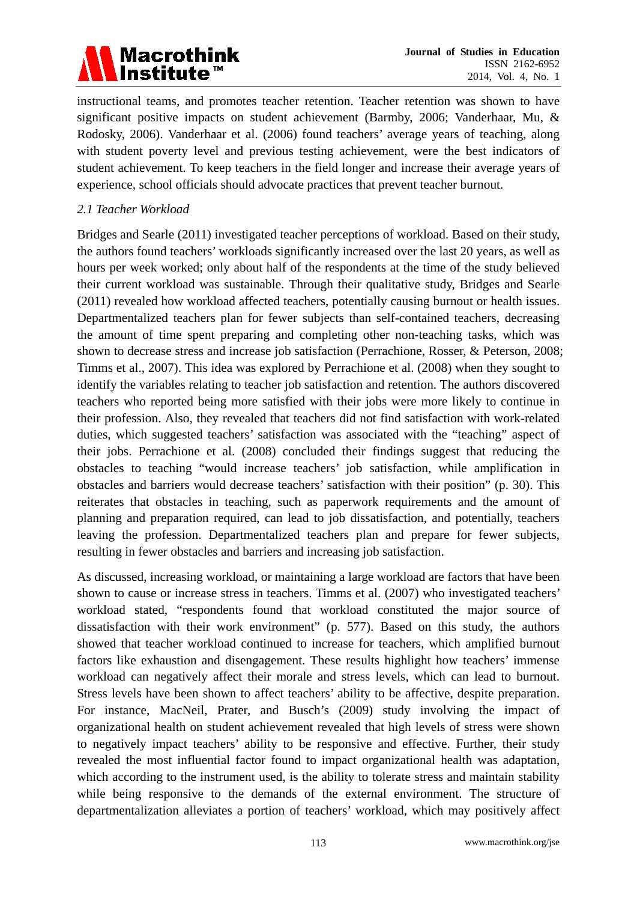instructional teams, and promotes teacher retention. Teacher retention was shown to have significant positive impacts on student achievement (Barmby, 2006; Vanderhaar, Mu, & Rodosky, 2006). Vanderhaar et al. (2006) found teachers' average years of teaching, along with student poverty level and previous testing achievement, were the best indicators of student achievement. To keep teachers in the field longer and increase their average years of experience, school officials should advocate practices that prevent teacher burnout.

### *2.1 Teacher Workload*

Bridges and Searle (2011) investigated teacher perceptions of workload. Based on their study, the authors found teachers' workloads significantly increased over the last 20 years, as well as hours per week worked; only about half of the respondents at the time of the study believed their current workload was sustainable. Through their qualitative study, Bridges and Searle (2011) revealed how workload affected teachers, potentially causing burnout or health issues. Departmentalized teachers plan for fewer subjects than self-contained teachers, decreasing the amount of time spent preparing and completing other non-teaching tasks, which was shown to decrease stress and increase job satisfaction (Perrachione, Rosser, & Peterson, 2008; Timms et al., 2007). This idea was explored by Perrachione et al. (2008) when they sought to identify the variables relating to teacher job satisfaction and retention. The authors discovered teachers who reported being more satisfied with their jobs were more likely to continue in their profession. Also, they revealed that teachers did not find satisfaction with work-related duties, which suggested teachers' satisfaction was associated with the "teaching" aspect of their jobs. Perrachione et al. (2008) concluded their findings suggest that reducing the obstacles to teaching "would increase teachers' job satisfaction, while amplification in obstacles and barriers would decrease teachers' satisfaction with their position" (p. 30). This reiterates that obstacles in teaching, such as paperwork requirements and the amount of planning and preparation required, can lead to job dissatisfaction, and potentially, teachers leaving the profession. Departmentalized teachers plan and prepare for fewer subjects, resulting in fewer obstacles and barriers and increasing job satisfaction.

As discussed, increasing workload, or maintaining a large workload are factors that have been shown to cause or increase stress in teachers. Timms et al. (2007) who investigated teachers' workload stated, "respondents found that workload constituted the major source of dissatisfaction with their work environment" (p. 577). Based on this study, the authors showed that teacher workload continued to increase for teachers, which amplified burnout factors like exhaustion and disengagement. These results highlight how teachers' immense workload can negatively affect their morale and stress levels, which can lead to burnout. Stress levels have been shown to affect teachers' ability to be affective, despite preparation. For instance, MacNeil, Prater, and Busch's (2009) study involving the impact of organizational health on student achievement revealed that high levels of stress were shown to negatively impact teachers' ability to be responsive and effective. Further, their study revealed the most influential factor found to impact organizational health was adaptation, which according to the instrument used, is the ability to tolerate stress and maintain stability while being responsive to the demands of the external environment. The structure of departmentalization alleviates a portion of teachers' workload, which may positively affect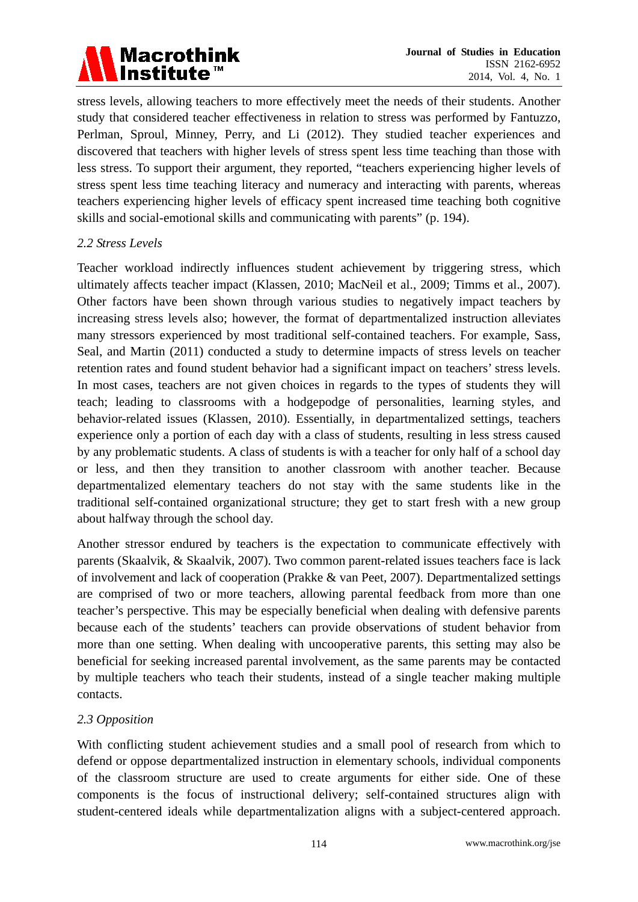stress levels, allowing teachers to more effectively meet the needs of their students. Another study that considered teacher effectiveness in relation to stress was performed by Fantuzzo, Perlman, Sproul, Minney, Perry, and Li (2012). They studied teacher experiences and discovered that teachers with higher levels of stress spent less time teaching than those with less stress. To support their argument, they reported, "teachers experiencing higher levels of stress spent less time teaching literacy and numeracy and interacting with parents, whereas teachers experiencing higher levels of efficacy spent increased time teaching both cognitive skills and social-emotional skills and communicating with parents" (p. 194).

### *2.2 Stress Levels*

Teacher workload indirectly influences student achievement by triggering stress, which ultimately affects teacher impact (Klassen, 2010; MacNeil et al., 2009; Timms et al., 2007). Other factors have been shown through various studies to negatively impact teachers by increasing stress levels also; however, the format of departmentalized instruction alleviates many stressors experienced by most traditional self-contained teachers. For example, Sass, Seal, and Martin (2011) conducted a study to determine impacts of stress levels on teacher retention rates and found student behavior had a significant impact on teachers' stress levels. In most cases, teachers are not given choices in regards to the types of students they will teach; leading to classrooms with a hodgepodge of personalities, learning styles, and behavior-related issues (Klassen, 2010). Essentially, in departmentalized settings, teachers experience only a portion of each day with a class of students, resulting in less stress caused by any problematic students. A class of students is with a teacher for only half of a school day or less, and then they transition to another classroom with another teacher. Because departmentalized elementary teachers do not stay with the same students like in the traditional self-contained organizational structure; they get to start fresh with a new group about halfway through the school day.

Another stressor endured by teachers is the expectation to communicate effectively with parents (Skaalvik, & Skaalvik, 2007). Two common parent-related issues teachers face is lack of involvement and lack of cooperation (Prakke & van Peet, 2007). Departmentalized settings are comprised of two or more teachers, allowing parental feedback from more than one teacher's perspective. This may be especially beneficial when dealing with defensive parents because each of the students' teachers can provide observations of student behavior from more than one setting. When dealing with uncooperative parents, this setting may also be beneficial for seeking increased parental involvement, as the same parents may be contacted by multiple teachers who teach their students, instead of a single teacher making multiple contacts.

### *2.3 Opposition*

With conflicting student achievement studies and a small pool of research from which to defend or oppose departmentalized instruction in elementary schools, individual components of the classroom structure are used to create arguments for either side. One of these components is the focus of instructional delivery; self-contained structures align with student-centered ideals while departmentalization aligns with a subject-centered approach.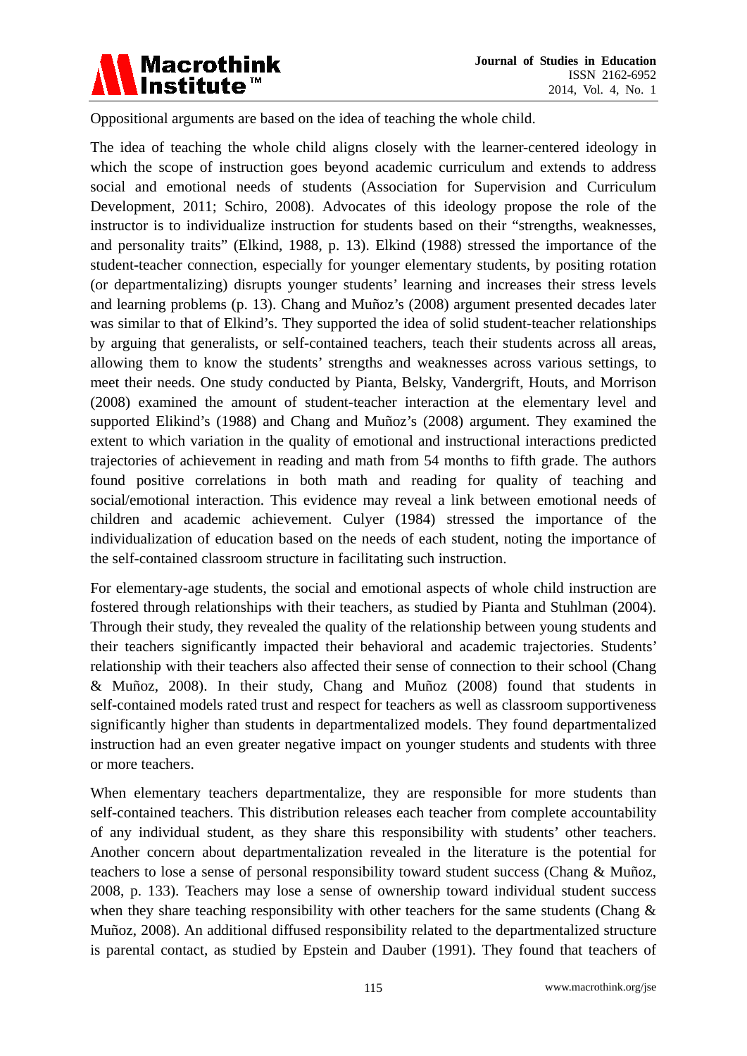Oppositional arguments are based on the idea of teaching the whole child.

The idea of teaching the whole child aligns closely with the learner-centered ideology in which the scope of instruction goes beyond academic curriculum and extends to address social and emotional needs of students (Association for Supervision and Curriculum Development, 2011; Schiro, 2008). Advocates of this ideology propose the role of the instructor is to individualize instruction for students based on their "strengths, weaknesses, and personality traits" (Elkind, 1988, p. 13). Elkind (1988) stressed the importance of the student-teacher connection, especially for younger elementary students, by positing rotation (or departmentalizing) disrupts younger students' learning and increases their stress levels and learning problems (p. 13). Chang and Muñoz's (2008) argument presented decades later was similar to that of Elkind's. They supported the idea of solid student-teacher relationships by arguing that generalists, or self-contained teachers, teach their students across all areas, allowing them to know the students' strengths and weaknesses across various settings, to meet their needs. One study conducted by Pianta, Belsky, Vandergrift, Houts, and Morrison (2008) examined the amount of student-teacher interaction at the elementary level and supported Elikind's (1988) and Chang and Muñoz's (2008) argument. They examined the extent to which variation in the quality of emotional and instructional interactions predicted trajectories of achievement in reading and math from 54 months to fifth grade. The authors found positive correlations in both math and reading for quality of teaching and social/emotional interaction. This evidence may reveal a link between emotional needs of children and academic achievement. Culyer (1984) stressed the importance of the individualization of education based on the needs of each student, noting the importance of the self-contained classroom structure in facilitating such instruction.

For elementary-age students, the social and emotional aspects of whole child instruction are fostered through relationships with their teachers, as studied by Pianta and Stuhlman (2004). Through their study, they revealed the quality of the relationship between young students and their teachers significantly impacted their behavioral and academic trajectories. Students' relationship with their teachers also affected their sense of connection to their school (Chang & Muñoz, 2008). In their study, Chang and Muñoz (2008) found that students in self-contained models rated trust and respect for teachers as well as classroom supportiveness significantly higher than students in departmentalized models. They found departmentalized instruction had an even greater negative impact on younger students and students with three or more teachers.

When elementary teachers departmentalize, they are responsible for more students than self-contained teachers. This distribution releases each teacher from complete accountability of any individual student, as they share this responsibility with students' other teachers. Another concern about departmentalization revealed in the literature is the potential for teachers to lose a sense of personal responsibility toward student success (Chang & Muñoz, 2008, p. 133). Teachers may lose a sense of ownership toward individual student success when they share teaching responsibility with other teachers for the same students (Chang & Muñoz, 2008). An additional diffused responsibility related to the departmentalized structure is parental contact, as studied by Epstein and Dauber (1991). They found that teachers of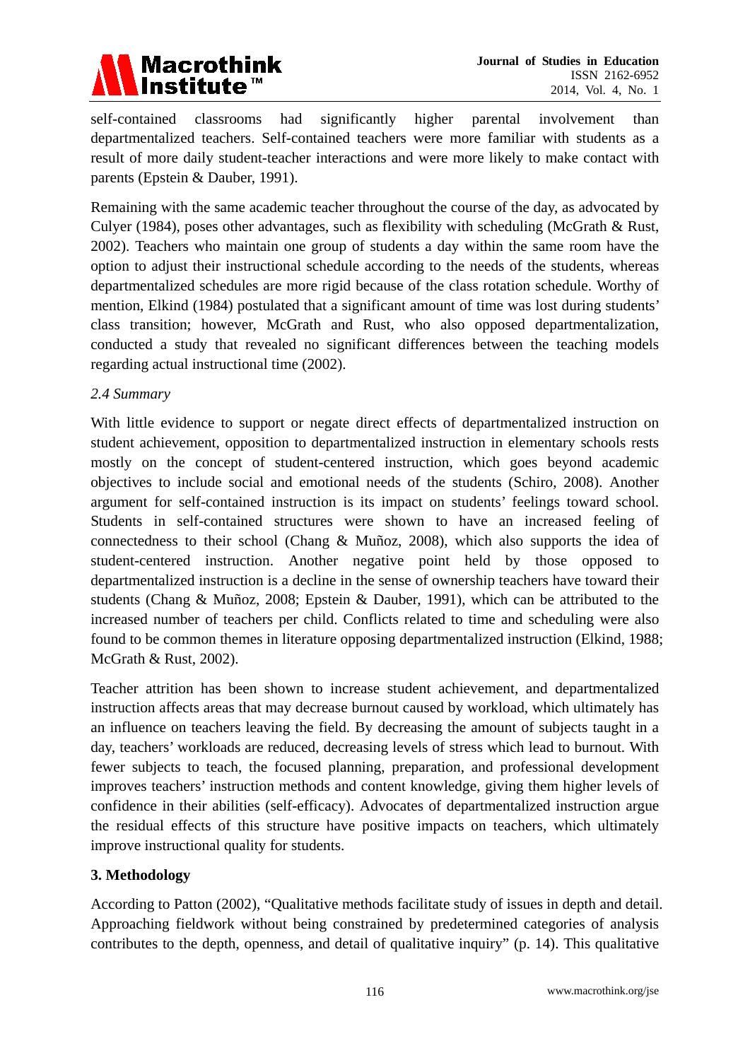self-contained classrooms had significantly higher parental involvement than departmentalized teachers. Self-contained teachers were more familiar with students as a result of more daily student-teacher interactions and were more likely to make contact with parents (Epstein & Dauber, 1991).

Remaining with the same academic teacher throughout the course of the day, as advocated by Culyer (1984), poses other advantages, such as flexibility with scheduling (McGrath & Rust, 2002). Teachers who maintain one group of students a day within the same room have the option to adjust their instructional schedule according to the needs of the students, whereas departmentalized schedules are more rigid because of the class rotation schedule. Worthy of mention, Elkind (1984) postulated that a significant amount of time was lost during students' class transition; however, McGrath and Rust, who also opposed departmentalization, conducted a study that revealed no significant differences between the teaching models regarding actual instructional time (2002).

### *2.4 Summary*

With little evidence to support or negate direct effects of departmentalized instruction on student achievement, opposition to departmentalized instruction in elementary schools rests mostly on the concept of student-centered instruction, which goes beyond academic objectives to include social and emotional needs of the students (Schiro, 2008). Another argument for self-contained instruction is its impact on students' feelings toward school. Students in self-contained structures were shown to have an increased feeling of connectedness to their school (Chang & Muñoz, 2008), which also supports the idea of student-centered instruction. Another negative point held by those opposed to departmentalized instruction is a decline in the sense of ownership teachers have toward their students (Chang & Muñoz, 2008; Epstein & Dauber, 1991), which can be attributed to the increased number of teachers per child. Conflicts related to time and scheduling were also found to be common themes in literature opposing departmentalized instruction (Elkind, 1988; McGrath & Rust, 2002).

Teacher attrition has been shown to increase student achievement, and departmentalized instruction affects areas that may decrease burnout caused by workload, which ultimately has an influence on teachers leaving the field. By decreasing the amount of subjects taught in a day, teachers' workloads are reduced, decreasing levels of stress which lead to burnout. With fewer subjects to teach, the focused planning, preparation, and professional development improves teachers' instruction methods and content knowledge, giving them higher levels of confidence in their abilities (self-efficacy). Advocates of departmentalized instruction argue the residual effects of this structure have positive impacts on teachers, which ultimately improve instructional quality for students.

## 3. Methodology

According to Patton (2002), "Qualitative methods facilitate study of issues in depth and detail. Approaching fieldwork without being constrained by predetermined categories of analysis contributes to the depth, openness, and detail of qualitative inquiry" (p. 14). This qualitative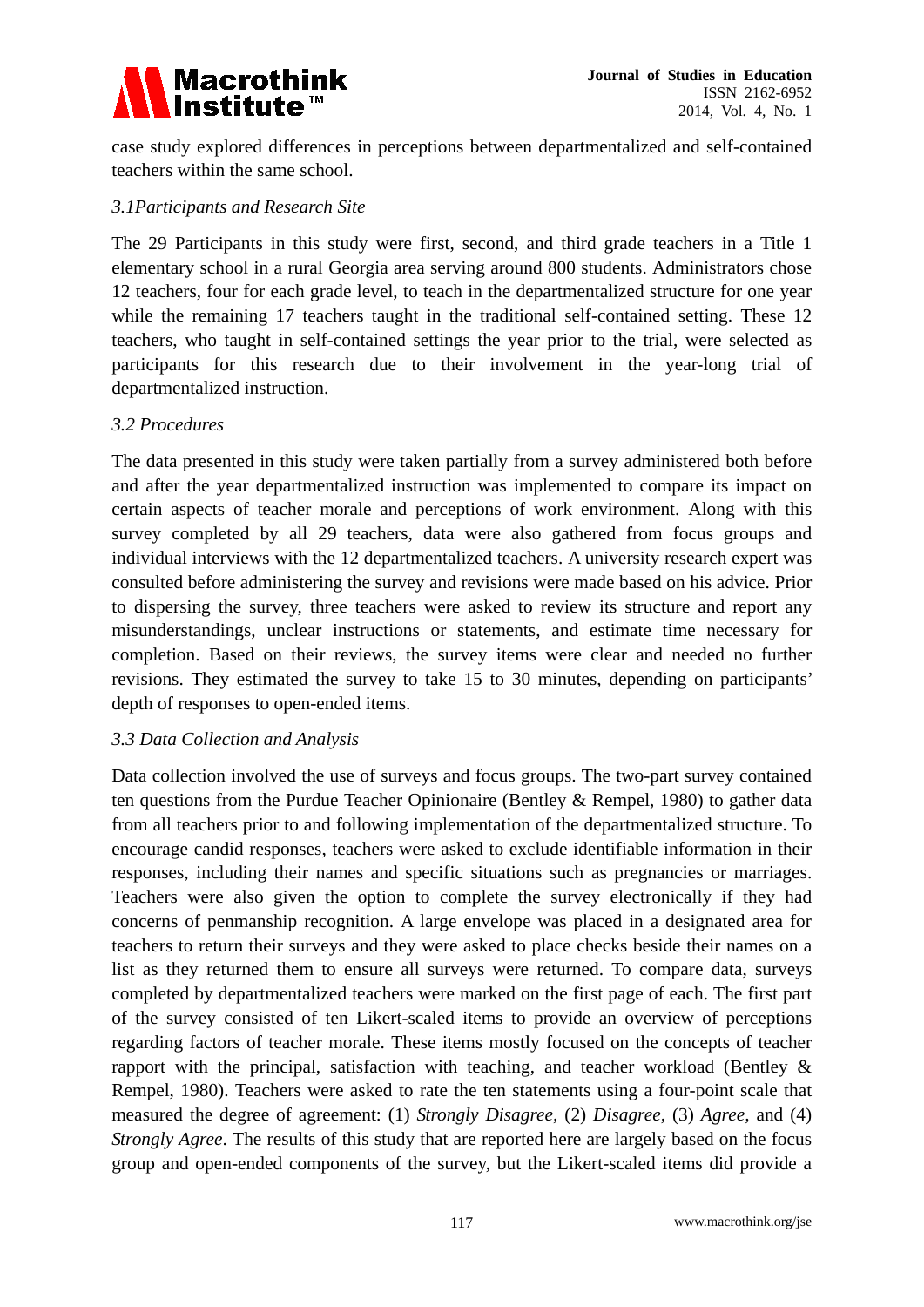case study explored differences in perceptions between departmentalized and self-contained teachers within the same school.

### *3.1Participants and Research Site*

The 29 Participants in this study were first, second, and third grade teachers in a Title 1 elementary school in a rural Georgia area serving around 800 students. Administrators chose 12 teachers, four for each grade level, to teach in the departmentalized structure for one year while the remaining 17 teachers taught in the traditional self-contained setting. These 12 teachers, who taught in self-contained settings the year prior to the trial, were selected as participants for this research due to their involvement in the year-long trial of departmentalized instruction.

### *3.2 Procedures*

The data presented in this study were taken partially from a survey administered both before and after the year departmentalized instruction was implemented to compare its impact on certain aspects of teacher morale and perceptions of work environment. Along with this survey completed by all 29 teachers, data were also gathered from focus groups and individual interviews with the 12 departmentalized teachers. A university research expert was consulted before administering the survey and revisions were made based on his advice. Prior to dispersing the survey, three teachers were asked to review its structure and report any misunderstandings, unclear instructions or statements, and estimate time necessary for completion. Based on their reviews, the survey items were clear and needed no further revisions. They estimated the survey to take 15 to 30 minutes, depending on participants' depth of responses to open-ended items.

### *3.3 Data Collection and Analysis*

Data collection involved the use of surveys and focus groups. The two-part survey contained ten questions from the Purdue Teacher Opinionaire (Bentley & Rempel, 1980) to gather data from all teachers prior to and following implementation of the departmentalized structure. To encourage candid responses, teachers were asked to exclude identifiable information in their responses, including their names and specific situations such as pregnancies or marriages. Teachers were also given the option to complete the survey electronically if they had concerns of penmanship recognition. A large envelope was placed in a designated area for teachers to return their surveys and they were asked to place checks beside their names on a list as they returned them to ensure all surveys were returned. To compare data, surveys completed by departmentalized teachers were marked on the first page of each. The first part of the survey consisted of ten Likert-scaled items to provide an overview of perceptions regarding factors of teacher morale. These items mostly focused on the concepts of teacher rapport with the principal, satisfaction with teaching, and teacher workload (Bentley & Rempel, 1980). Teachers were asked to rate the ten statements using a four-point scale that measured the degree of agreement: (1) *Strongly Disagree*, (2) *Disagree*, (3) *Agree*, and (4) *Strongly Agree*. The results of this study that are reported here are largely based on the focus group and open-ended components of the survey, but the Likert-scaled items did provide a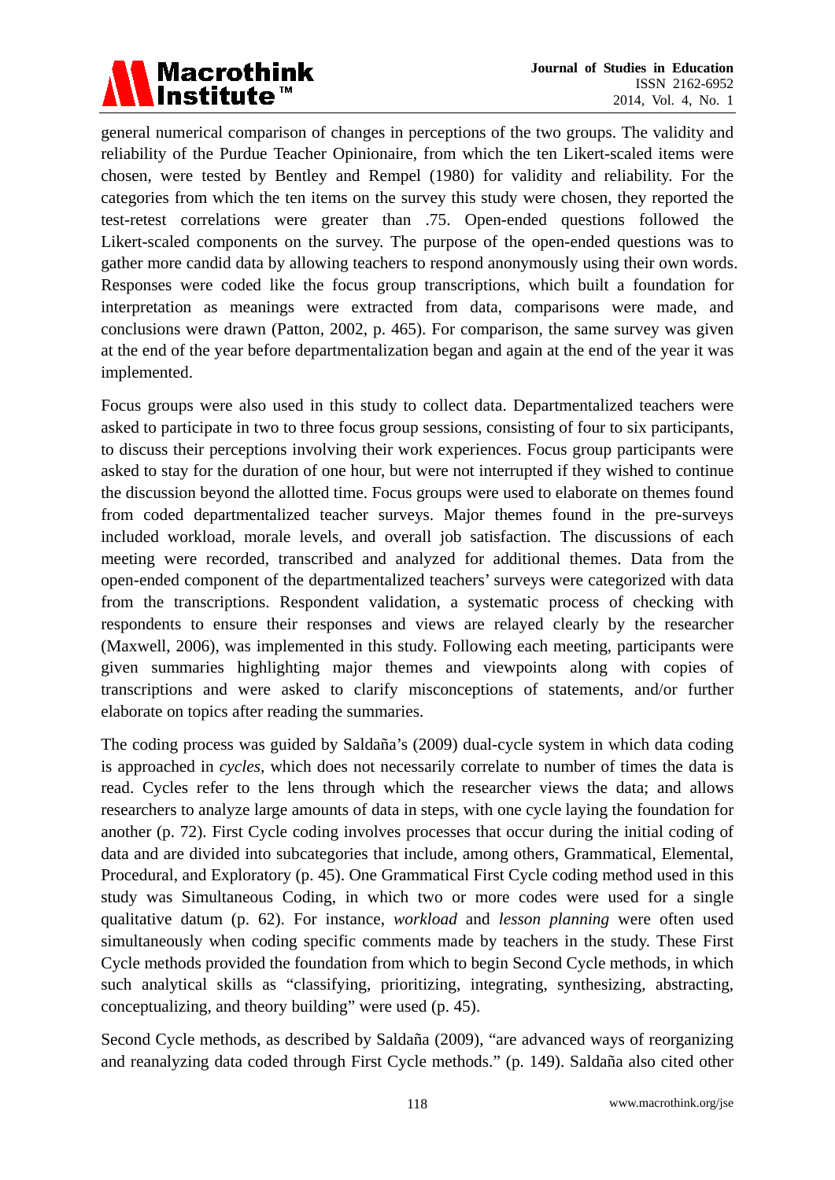general numerical comparison of changes in perceptions of the two groups. The validity and reliability of the Purdue Teacher Opinionaire, from which the ten Likert-scaled items were chosen, were tested by Bentley and Rempel (1980) for validity and reliability. For the categories from which the ten items on the survey this study were chosen, they reported the test-retest correlations were greater than .75. Open-ended questions followed the Likert-scaled components on the survey. The purpose of the open-ended questions was to gather more candid data by allowing teachers to respond anonymously using their own words. Responses were coded like the focus group transcriptions, which built a foundation for interpretation as meanings were extracted from data, comparisons were made, and conclusions were drawn (Patton, 2002, p. 465). For comparison, the same survey was given at the end of the year before departmentalization began and again at the end of the year it was implemented.

Focus groups were also used in this study to collect data. Departmentalized teachers were asked to participate in two to three focus group sessions, consisting of four to six participants, to discuss their perceptions involving their work experiences. Focus group participants were asked to stay for the duration of one hour, but were not interrupted if they wished to continue the discussion beyond the allotted time. Focus groups were used to elaborate on themes found from coded departmentalized teacher surveys. Major themes found in the pre-surveys included workload, morale levels, and overall job satisfaction. The discussions of each meeting were recorded, transcribed and analyzed for additional themes. Data from the open-ended component of the departmentalized teachers' surveys were categorized with data from the transcriptions. Respondent validation, a systematic process of checking with respondents to ensure their responses and views are relayed clearly by the researcher (Maxwell, 2006), was implemented in this study. Following each meeting, participants were given summaries highlighting major themes and viewpoints along with copies of transcriptions and were asked to clarify misconceptions of statements, and/or further elaborate on topics after reading the summaries.

The coding process was guided by Saldaña's (2009) dual-cycle system in which data coding is approached in *cycles*, which does not necessarily correlate to number of times the data is read. Cycles refer to the lens through which the researcher views the data; and allows researchers to analyze large amounts of data in steps, with one cycle laying the foundation for another (p. 72). First Cycle coding involves processes that occur during the initial coding of data and are divided into subcategories that include, among others, Grammatical, Elemental, Procedural, and Exploratory (p. 45). One Grammatical First Cycle coding method used in this study was Simultaneous Coding, in which two or more codes were used for a single qualitative datum (p. 62). For instance, *workload* and *lesson planning* were often used simultaneously when coding specific comments made by teachers in the study. These First Cycle methods provided the foundation from which to begin Second Cycle methods, in which such analytical skills as "classifying, prioritizing, integrating, synthesizing, abstracting, conceptualizing, and theory building" were used (p. 45).

Second Cycle methods, as described by Saldaña (2009), "are advanced ways of reorganizing and reanalyzing data coded through First Cycle methods." (p. 149). Saldaña also cited other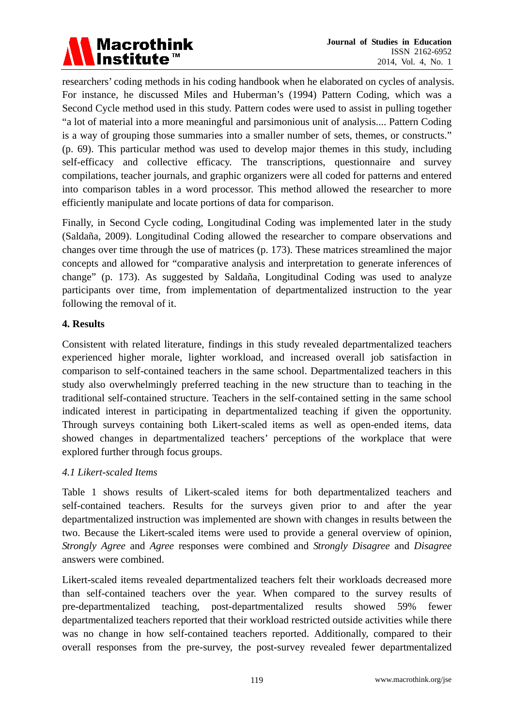researchers' coding methods in his coding handbook when he elaborated on cycles of analysis. For instance, he discussed Miles and Huberman's (1994) Pattern Coding, which was a Second Cycle method used in this study. Pattern codes were used to assist in pulling together "a lot of material into a more meaningful and parsimonious unit of analysis.... Pattern Coding is a way of grouping those summaries into a smaller number of sets, themes, or constructs." (p. 69). This particular method was used to develop major themes in this study, including self-efficacy and collective efficacy. The transcriptions, questionnaire and survey compilations, teacher journals, and graphic organizers were all coded for patterns and entered into comparison tables in a word processor. This method allowed the researcher to more efficiently manipulate and locate portions of data for comparison.

Finally, in Second Cycle coding, Longitudinal Coding was implemented later in the study (Saldaña, 2009). Longitudinal Coding allowed the researcher to compare observations and changes over time through the use of matrices (p. 173). These matrices streamlined the major concepts and allowed for "comparative analysis and interpretation to generate inferences of change" (p. 173). As suggested by Saldaña, Longitudinal Coding was used to analyze participants over time, from implementation of departmentalized instruction to the year following the removal of it.

## 4. Results

Consistent with related literature, findings in this study revealed departmentalized teachers experienced higher morale, lighter workload, and increased overall job satisfaction in comparison to self-contained teachers in the same school. Departmentalized teachers in this study also overwhelmingly preferred teaching in the new structure than to teaching in the traditional self-contained structure. Teachers in the self-contained setting in the same school indicated interest in participating in departmentalized teaching if given the opportunity. Through surveys containing both Likert-scaled items as well as open-ended items, data showed changes in departmentalized teachers' perceptions of the workplace that were explored further through focus groups.

### *4.1 Likert-scaled Items*

Table 1 shows results of Likert-scaled items for both departmentalized teachers and self-contained teachers. Results for the surveys given prior to and after the year departmentalized instruction was implemented are shown with changes in results between the two. Because the Likert-scaled items were used to provide a general overview of opinion, *Strongly Agree* and *Agree* responses were combined and *Strongly Disagree* and *Disagree* answers were combined.

Likert-scaled items revealed departmentalized teachers felt their workloads decreased more than self-contained teachers over the year. When compared to the survey results of pre-departmentalized teaching, post-departmentalized results showed 59% fewer departmentalized teachers reported that their workload restricted outside activities while there was no change in how self-contained teachers reported. Additionally, compared to their overall responses from the pre-survey, the post-survey revealed fewer departmentalized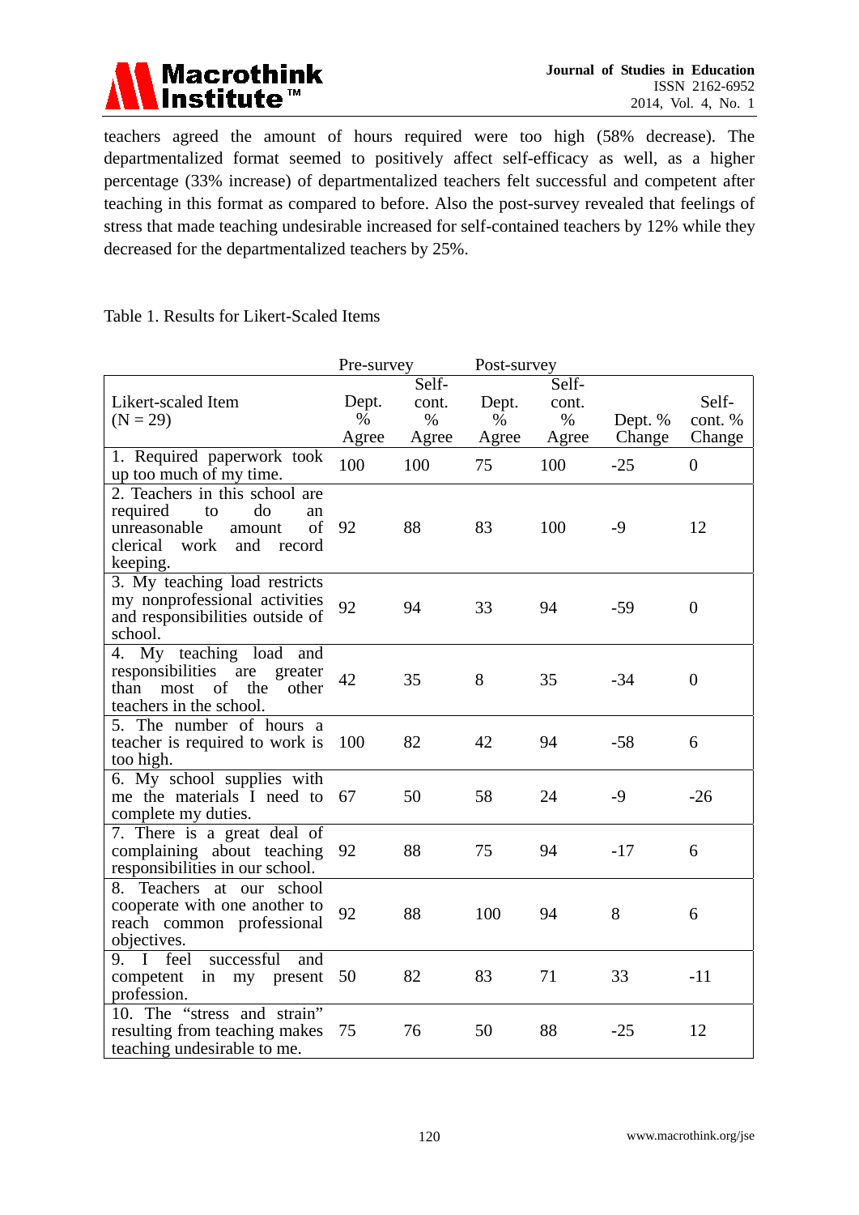teachers agreed the amount of hours required were too high (58% decrease). The departmentalized format seemed to positively affect self-efficacy as well, as a higher percentage (33% increase) of departmentalized teachers felt successful and competent after teaching in this format as compared to before. Also the post-survey revealed that feelings of stress that made teaching undesirable increased for self-contained teachers by 12% while they decreased for the departmentalized teachers by 25%.

Table 1. Results for Likert-Scaled Items

| | Pre-survey | | Post-survey | | | |
|---|---|---|---|---|---|---|
| Likert-scaled Item (N = 29) | Dept. % Agree | Self-cont. % Agree | Dept. % Agree | Self-cont. % Agree | Dept. % Change | Self-cont. % Change |
| 1. Required paperwork took up too much of my time. | 100 | 100 | 75 | 100 | -25 | 0 |
| 2. Teachers in this school are required to do an unreasonable amount of clerical work and record keeping. | 92 | 88 | 83 | 100 | -9 | 12 |
| 3. My teaching load restricts my nonprofessional activities and responsibilities outside of school. | 92 | 94 | 33 | 94 | -59 | 0 |
| 4. My teaching load and responsibilities are greater than most of the other teachers in the school. | 42 | 35 | 8 | 35 | -34 | 0 |
| 5. The number of hours a teacher is required to work is too high. | 100 | 82 | 42 | 94 | -58 | 6 |
| 6. My school supplies with me the materials I need to complete my duties. | 67 | 50 | 58 | 24 | -9 | -26 |
| 7. There is a great deal of complaining about teaching responsibilities in our school. | 92 | 88 | 75 | 94 | -17 | 6 |
| 8. Teachers at our school cooperate with one another to reach common professional objectives. | 92 | 88 | 100 | 94 | 8 | 6 |
| 9. I feel successful and competent in my present profession. | 50 | 82 | 83 | 71 | 33 | -11 |
| 10. The "stress and strain" resulting from teaching makes teaching undesirable to me. | 75 | 76 | 50 | 88 | -25 | 12 |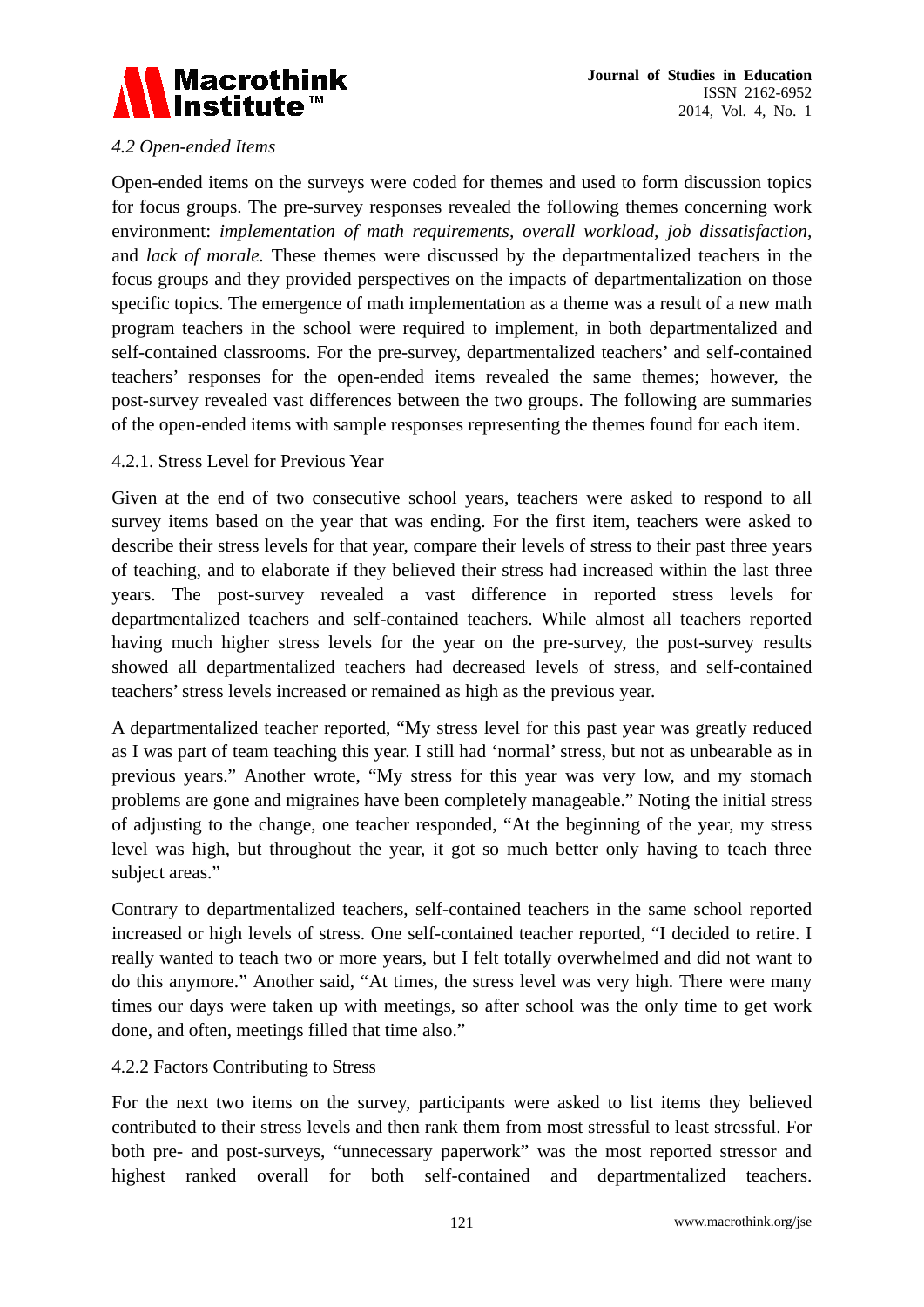### *4.2 Open-ended Items*

Open-ended items on the surveys were coded for themes and used to form discussion topics for focus groups. The pre-survey responses revealed the following themes concerning work environment: *implementation of math requirements*, *overall workload*, *job dissatisfaction*, and *lack of morale.* These themes were discussed by the departmentalized teachers in the focus groups and they provided perspectives on the impacts of departmentalization on those specific topics. The emergence of math implementation as a theme was a result of a new math program teachers in the school were required to implement, in both departmentalized and self-contained classrooms. For the pre-survey, departmentalized teachers' and self-contained teachers' responses for the open-ended items revealed the same themes; however, the post-survey revealed vast differences between the two groups. The following are summaries of the open-ended items with sample responses representing the themes found for each item.

#### 4.2.1. Stress Level for Previous Year

Given at the end of two consecutive school years, teachers were asked to respond to all survey items based on the year that was ending. For the first item, teachers were asked to describe their stress levels for that year, compare their levels of stress to their past three years of teaching, and to elaborate if they believed their stress had increased within the last three years. The post-survey revealed a vast difference in reported stress levels for departmentalized teachers and self-contained teachers. While almost all teachers reported having much higher stress levels for the year on the pre-survey, the post-survey results showed all departmentalized teachers had decreased levels of stress, and self-contained teachers' stress levels increased or remained as high as the previous year.

A departmentalized teacher reported, "My stress level for this past year was greatly reduced as I was part of team teaching this year. I still had 'normal' stress, but not as unbearable as in previous years." Another wrote, "My stress for this year was very low, and my stomach problems are gone and migraines have been completely manageable." Noting the initial stress of adjusting to the change, one teacher responded, "At the beginning of the year, my stress level was high, but throughout the year, it got so much better only having to teach three subject areas."

Contrary to departmentalized teachers, self-contained teachers in the same school reported increased or high levels of stress. One self-contained teacher reported, "I decided to retire. I really wanted to teach two or more years, but I felt totally overwhelmed and did not want to do this anymore." Another said, "At times, the stress level was very high. There were many times our days were taken up with meetings, so after school was the only time to get work done, and often, meetings filled that time also."

#### 4.2.2 Factors Contributing to Stress

For the next two items on the survey, participants were asked to list items they believed contributed to their stress levels and then rank them from most stressful to least stressful. For both pre- and post-surveys, "unnecessary paperwork" was the most reported stressor and highest ranked overall for both self-contained and departmentalized teachers.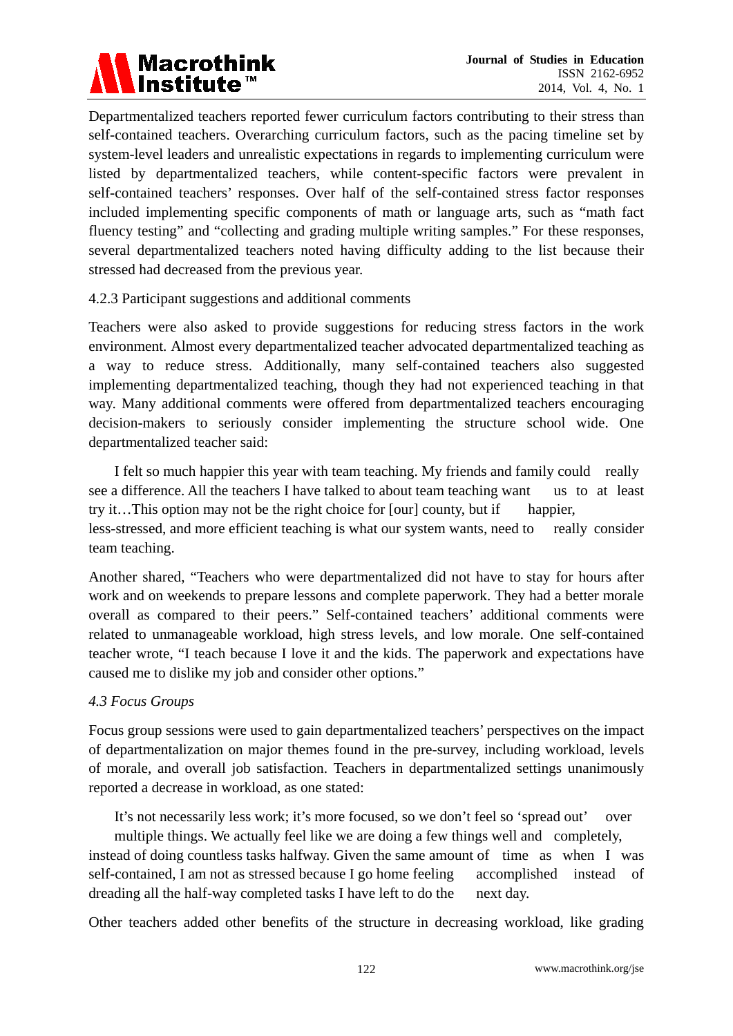Departmentalized teachers reported fewer curriculum factors contributing to their stress than self-contained teachers. Overarching curriculum factors, such as the pacing timeline set by system-level leaders and unrealistic expectations in regards to implementing curriculum were listed by departmentalized teachers, while content-specific factors were prevalent in self-contained teachers' responses. Over half of the self-contained stress factor responses included implementing specific components of math or language arts, such as "math fact fluency testing" and "collecting and grading multiple writing samples." For these responses, several departmentalized teachers noted having difficulty adding to the list because their stressed had decreased from the previous year.

4.2.3 Participant suggestions and additional comments

Teachers were also asked to provide suggestions for reducing stress factors in the work environment. Almost every departmentalized teacher advocated departmentalized teaching as a way to reduce stress. Additionally, many self-contained teachers also suggested implementing departmentalized teaching, though they had not experienced teaching in that way. Many additional comments were offered from departmentalized teachers encouraging decision-makers to seriously consider implementing the structure school wide. One departmentalized teacher said:

> I felt so much happier this year with team teaching. My friends and family could really see a difference. All the teachers I have talked to about team teaching want us to at least try it…This option may not be the right choice for [our] county, but if happier, less-stressed, and more efficient teaching is what our system wants, need to really consider team teaching.

Another shared, "Teachers who were departmentalized did not have to stay for hours after work and on weekends to prepare lessons and complete paperwork. They had a better morale overall as compared to their peers." Self-contained teachers' additional comments were related to unmanageable workload, high stress levels, and low morale. One self-contained teacher wrote, "I teach because I love it and the kids. The paperwork and expectations have caused me to dislike my job and consider other options."

### *4.3 Focus Groups*

Focus group sessions were used to gain departmentalized teachers' perspectives on the impact of departmentalization on major themes found in the pre-survey, including workload, levels of morale, and overall job satisfaction. Teachers in departmentalized settings unanimously reported a decrease in workload, as one stated:

> It's not necessarily less work; it's more focused, so we don't feel so 'spread out' over multiple things. We actually feel like we are doing a few things well and completely, instead of doing countless tasks halfway. Given the same amount of time as when I was self-contained, I am not as stressed because I go home feeling accomplished instead of dreading all the half-way completed tasks I have left to do the next day.

Other teachers added other benefits of the structure in decreasing workload, like grading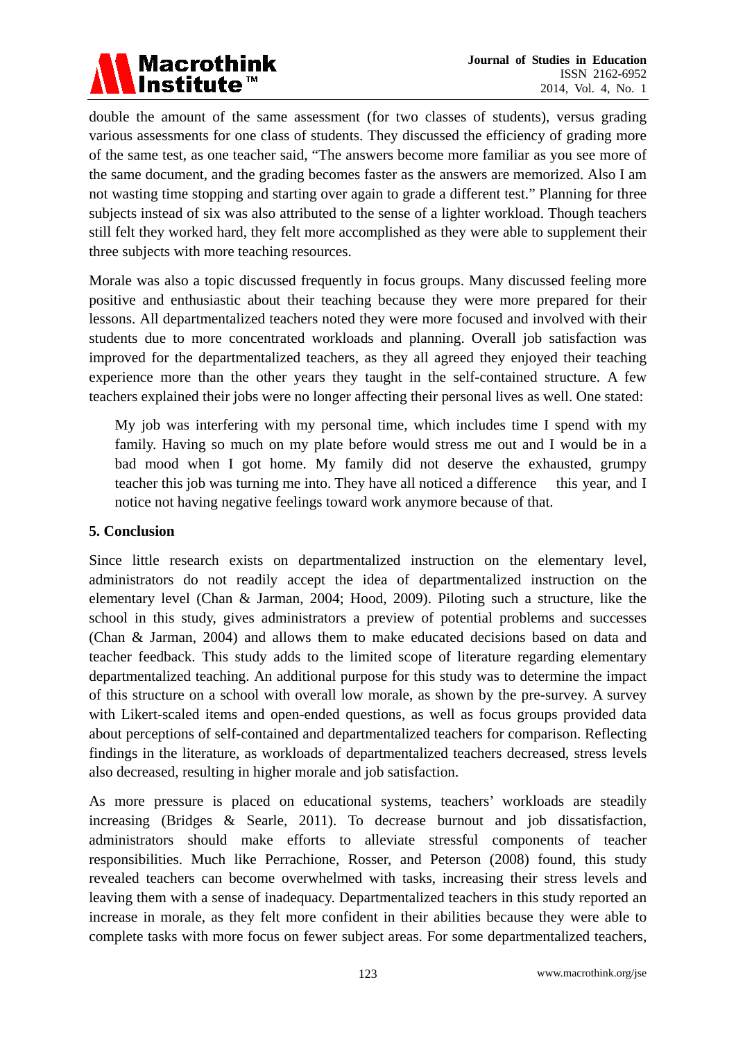double the amount of the same assessment (for two classes of students), versus grading various assessments for one class of students. They discussed the efficiency of grading more of the same test, as one teacher said, "The answers become more familiar as you see more of the same document, and the grading becomes faster as the answers are memorized. Also I am not wasting time stopping and starting over again to grade a different test." Planning for three subjects instead of six was also attributed to the sense of a lighter workload. Though teachers still felt they worked hard, they felt more accomplished as they were able to supplement their three subjects with more teaching resources.

Morale was also a topic discussed frequently in focus groups. Many discussed feeling more positive and enthusiastic about their teaching because they were more prepared for their lessons. All departmentalized teachers noted they were more focused and involved with their students due to more concentrated workloads and planning. Overall job satisfaction was improved for the departmentalized teachers, as they all agreed they enjoyed their teaching experience more than the other years they taught in the self-contained structure. A few teachers explained their jobs were no longer affecting their personal lives as well. One stated:

> My job was interfering with my personal time, which includes time I spend with my family. Having so much on my plate before would stress me out and I would be in a bad mood when I got home. My family did not deserve the exhausted, grumpy teacher this job was turning me into. They have all noticed a difference this year, and I notice not having negative feelings toward work anymore because of that.

## 5. Conclusion

Since little research exists on departmentalized instruction on the elementary level, administrators do not readily accept the idea of departmentalized instruction on the elementary level (Chan & Jarman, 2004; Hood, 2009). Piloting such a structure, like the school in this study, gives administrators a preview of potential problems and successes (Chan & Jarman, 2004) and allows them to make educated decisions based on data and teacher feedback. This study adds to the limited scope of literature regarding elementary departmentalized teaching. An additional purpose for this study was to determine the impact of this structure on a school with overall low morale, as shown by the pre-survey. A survey with Likert-scaled items and open-ended questions, as well as focus groups provided data about perceptions of self-contained and departmentalized teachers for comparison. Reflecting findings in the literature, as workloads of departmentalized teachers decreased, stress levels also decreased, resulting in higher morale and job satisfaction.

As more pressure is placed on educational systems, teachers' workloads are steadily increasing (Bridges & Searle, 2011). To decrease burnout and job dissatisfaction, administrators should make efforts to alleviate stressful components of teacher responsibilities. Much like Perrachione, Rosser, and Peterson (2008) found, this study revealed teachers can become overwhelmed with tasks, increasing their stress levels and leaving them with a sense of inadequacy. Departmentalized teachers in this study reported an increase in morale, as they felt more confident in their abilities because they were able to complete tasks with more focus on fewer subject areas. For some departmentalized teachers,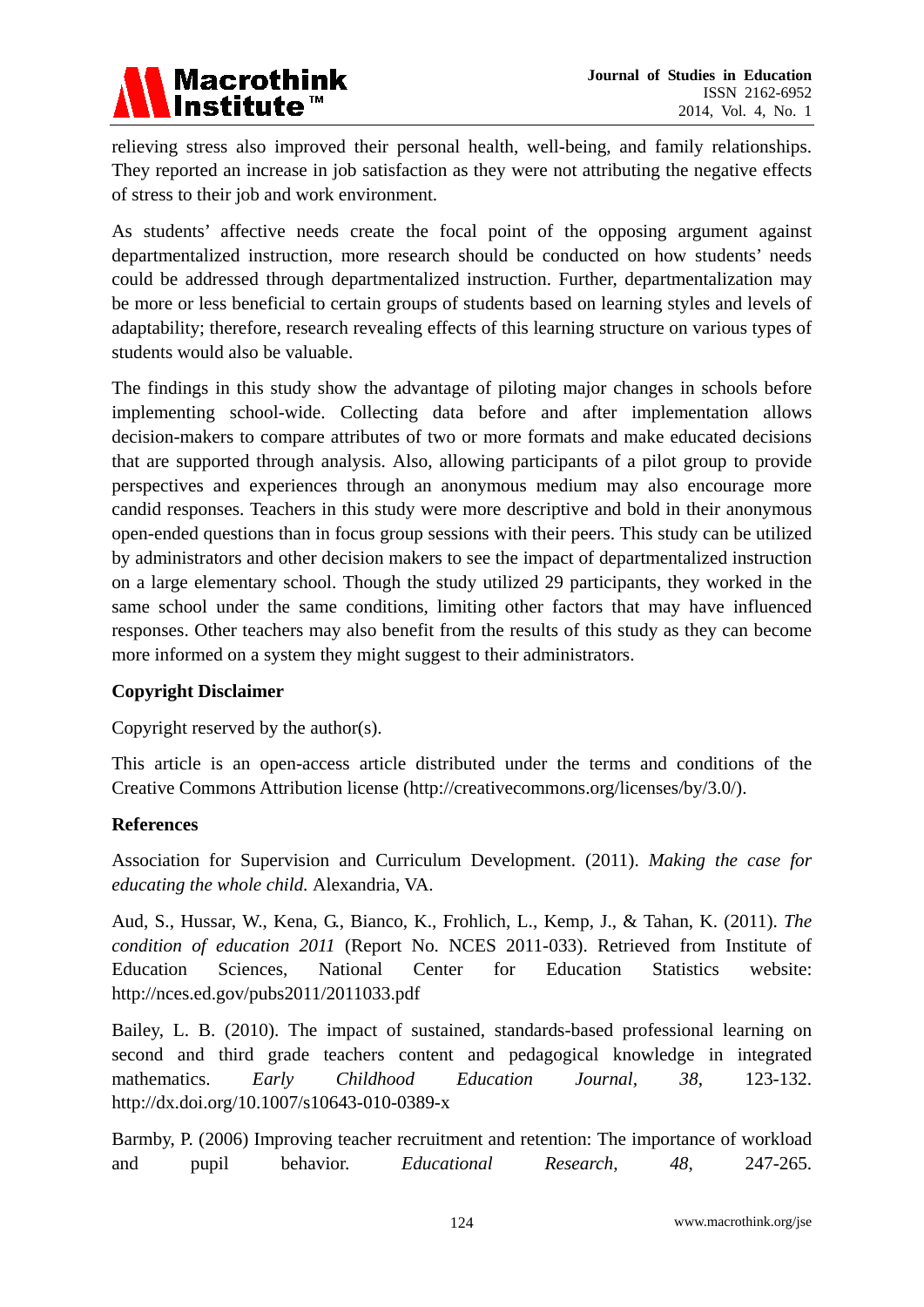relieving stress also improved their personal health, well-being, and family relationships. They reported an increase in job satisfaction as they were not attributing the negative effects of stress to their job and work environment.

As students' affective needs create the focal point of the opposing argument against departmentalized instruction, more research should be conducted on how students' needs could be addressed through departmentalized instruction. Further, departmentalization may be more or less beneficial to certain groups of students based on learning styles and levels of adaptability; therefore, research revealing effects of this learning structure on various types of students would also be valuable.

The findings in this study show the advantage of piloting major changes in schools before implementing school-wide. Collecting data before and after implementation allows decision-makers to compare attributes of two or more formats and make educated decisions that are supported through analysis. Also, allowing participants of a pilot group to provide perspectives and experiences through an anonymous medium may also encourage more candid responses. Teachers in this study were more descriptive and bold in their anonymous open-ended questions than in focus group sessions with their peers. This study can be utilized by administrators and other decision makers to see the impact of departmentalized instruction on a large elementary school. Though the study utilized 29 participants, they worked in the same school under the same conditions, limiting other factors that may have influenced responses. Other teachers may also benefit from the results of this study as they can become more informed on a system they might suggest to their administrators.

**Copyright Disclaimer**

Copyright reserved by the author(s).

This article is an open-access article distributed under the terms and conditions of the Creative Commons Attribution license (http://creativecommons.org/licenses/by/3.0/).

## References

Association for Supervision and Curriculum Development. (2011). *Making the case for educating the whole child.* Alexandria, VA.

Aud, S., Hussar, W., Kena, G., Bianco, K., Frohlich, L., Kemp, J., & Tahan, K. (2011). *The condition of education 2011* (Report No. NCES 2011-033). Retrieved from Institute of Education Sciences, National Center for Education Statistics website: http://nces.ed.gov/pubs2011/2011033.pdf

Bailey, L. B. (2010). The impact of sustained, standards-based professional learning on second and third grade teachers content and pedagogical knowledge in integrated mathematics. *Early Childhood Education Journal*, *38*, 123-132. http://dx.doi.org/10.1007/s10643-010-0389-x

Barmby, P. (2006) Improving teacher recruitment and retention: The importance of workload and pupil behavior. *Educational Research*, *48*, 247-265.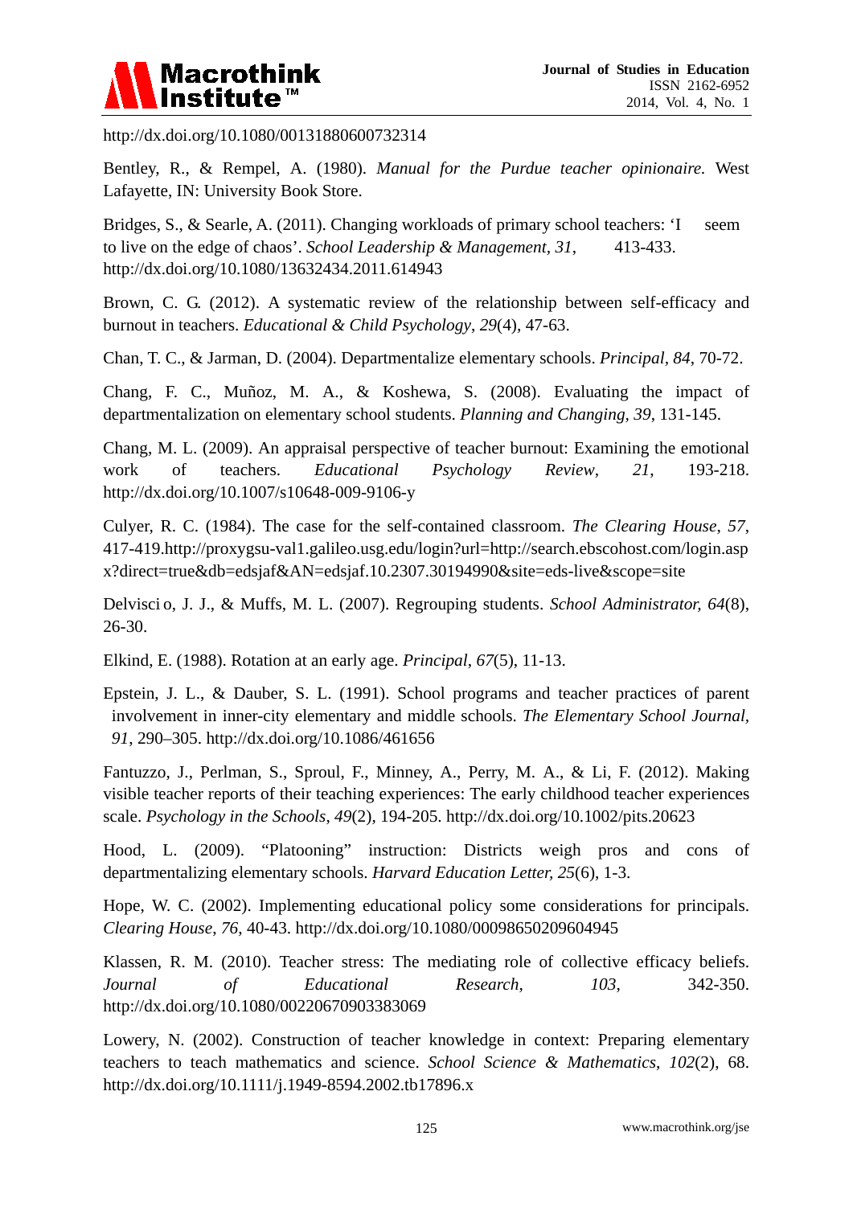http://dx.doi.org/10.1080/00131880600732314

Bentley, R., & Rempel, A. (1980). *Manual for the Purdue teacher opinionaire.* West Lafayette, IN: University Book Store.

Bridges, S., & Searle, A. (2011). Changing workloads of primary school teachers: 'I seem to live on the edge of chaos'. *School Leadership & Management*, *31*, 413-433. http://dx.doi.org/10.1080/13632434.2011.614943

Brown, C. G. (2012). A systematic review of the relationship between self-efficacy and burnout in teachers. *Educational & Child Psychology*, *29*(4), 47-63.

Chan, T. C., & Jarman, D. (2004). Departmentalize elementary schools. *Principal*, *84*, 70-72.

Chang, F. C., Muñoz, M. A., & Koshewa, S. (2008). Evaluating the impact of departmentalization on elementary school students. *Planning and Changing, 39*, 131-145.

Chang, M. L. (2009). An appraisal perspective of teacher burnout: Examining the emotional work of teachers. *Educational Psychology Review*, *21*, 193-218. http://dx.doi.org/10.1007/s10648-009-9106-y

Culyer, R. C. (1984). The case for the self-contained classroom. *The Clearing House*, *57*, 417-419.http://proxygsu-val1.galileo.usg.edu/login?url=http://search.ebscohost.com/login.aspx?direct=true&db=edsjaf&AN=edsjaf.10.2307.30194990&site=eds-live&scope=site

Delvisci o, J. J., & Muffs, M. L. (2007). Regrouping students. *School Administrator, 64*(8), 26-30.

Elkind, E. (1988). Rotation at an early age. *Principal*, *67*(5), 11-13.

Epstein, J. L., & Dauber, S. L. (1991). School programs and teacher practices of parent involvement in inner-city elementary and middle schools. *The Elementary School Journal*, *91*, 290–305. http://dx.doi.org/10.1086/461656

Fantuzzo, J., Perlman, S., Sproul, F., Minney, A., Perry, M. A., & Li, F. (2012). Making visible teacher reports of their teaching experiences: The early childhood teacher experiences scale. *Psychology in the Schools*, *49*(2), 194-205. http://dx.doi.org/10.1002/pits.20623

Hood, L. (2009). "Platooning" instruction: Districts weigh pros and cons of departmentalizing elementary schools. *Harvard Education Letter, 25*(6), 1-3.

Hope, W. C. (2002). Implementing educational policy some considerations for principals. *Clearing House*, *76*, 40-43. http://dx.doi.org/10.1080/00098650209604945

Klassen, R. M. (2010). Teacher stress: The mediating role of collective efficacy beliefs. *Journal of Educational Research*, *103*, 342-350. http://dx.doi.org/10.1080/00220670903383069

Lowery, N. (2002). Construction of teacher knowledge in context: Preparing elementary teachers to teach mathematics and science. *School Science & Mathematics*, *102*(2), 68. http://dx.doi.org/10.1111/j.1949-8594.2002.tb17896.x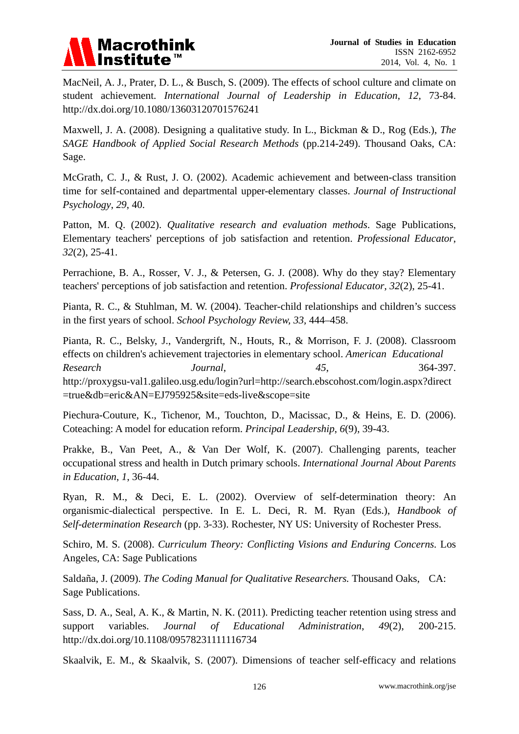MacNeil, A. J., Prater, D. L., & Busch, S. (2009). The effects of school culture and climate on student achievement. *International Journal of Leadership in Education*, *12*, 73-84. http://dx.doi.org/10.1080/13603120701576241

Maxwell, J. A. (2008). Designing a qualitative study. In L., Bickman & D., Rog (Eds.), *The SAGE Handbook of Applied Social Research Methods* (pp.214-249). Thousand Oaks, CA: Sage.

McGrath, C. J., & Rust, J. O. (2002). Academic achievement and between-class transition time for self-contained and departmental upper-elementary classes. *Journal of Instructional Psychology*, *29*, 40.

Patton, M. Q. (2002). *Qualitative research and evaluation methods*. Sage Publications, Elementary teachers' perceptions of job satisfaction and retention. *Professional Educator*, *32*(2), 25-41.

Perrachione, B. A., Rosser, V. J., & Petersen, G. J. (2008). Why do they stay? Elementary teachers' perceptions of job satisfaction and retention. *Professional Educator*, *32*(2), 25-41.

Pianta, R. C., & Stuhlman, M. W. (2004). Teacher-child relationships and children's success in the first years of school. *School Psychology Review, 33,* 444–458.

Pianta, R. C., Belsky, J., Vandergrift, N., Houts, R., & Morrison, F. J. (2008). Classroom effects on children's achievement trajectories in elementary school. *American Educational Research Journal*, *45*, 364-397. http://proxygsu-val1.galileo.usg.edu/login?url=http://search.ebscohost.com/login.aspx?direct=true&db=eric&AN=EJ795925&site=eds-live&scope=site

Piechura-Couture, K., Tichenor, M., Touchton, D., Macissac, D., & Heins, E. D. (2006). Coteaching: A model for education reform. *Principal Leadership, 6*(9), 39-43.

Prakke, B., Van Peet, A., & Van Der Wolf, K. (2007). Challenging parents, teacher occupational stress and health in Dutch primary schools. *International Journal About Parents in Education*, *1*, 36-44.

Ryan, R. M., & Deci, E. L. (2002). Overview of self-determination theory: An organismic-dialectical perspective. In E. L. Deci, R. M. Ryan (Eds.), *Handbook of Self-determination Research* (pp. 3-33). Rochester, NY US: University of Rochester Press.

Schiro, M. S. (2008). *Curriculum Theory: Conflicting Visions and Enduring Concerns.* Los Angeles, CA: Sage Publications

Saldaña, J. (2009). *The Coding Manual for Qualitative Researchers.* Thousand Oaks, CA: Sage Publications.

Sass, D. A., Seal, A. K., & Martin, N. K. (2011). Predicting teacher retention using stress and support variables. *Journal of Educational Administration*, *49*(2), 200-215. http://dx.doi.org/10.1108/09578231111116734

Skaalvik, E. M., & Skaalvik, S. (2007). Dimensions of teacher self-efficacy and relations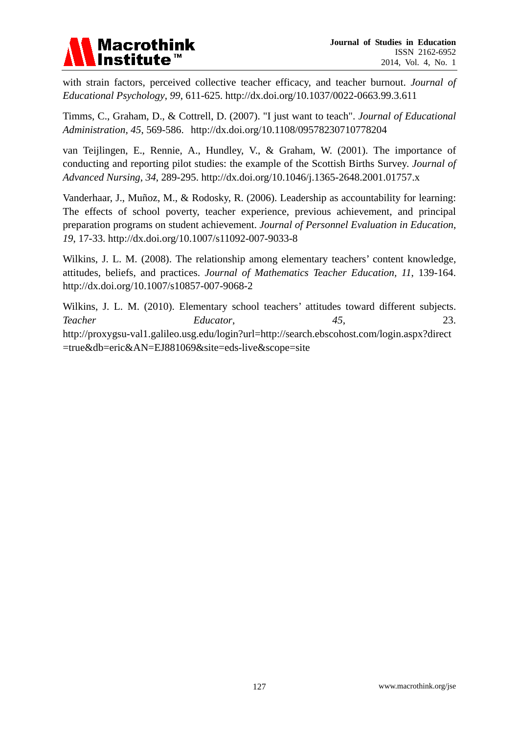with strain factors, perceived collective teacher efficacy, and teacher burnout. *Journal of Educational Psychology*, *99*, 611-625. http://dx.doi.org/10.1037/0022-0663.99.3.611

Timms, C., Graham, D., & Cottrell, D. (2007). "I just want to teach". *Journal of Educational Administration*, *45*, 569-586. http://dx.doi.org/10.1108/09578230710778204

van Teijlingen, E., Rennie, A., Hundley, V., & Graham, W. (2001). The importance of conducting and reporting pilot studies: the example of the Scottish Births Survey. *Journal of Advanced Nursing*, *34*, 289-295. http://dx.doi.org/10.1046/j.1365-2648.2001.01757.x

Vanderhaar, J., Muñoz, M., & Rodosky, R. (2006). Leadership as accountability for learning: The effects of school poverty, teacher experience, previous achievement, and principal preparation programs on student achievement. *Journal of Personnel Evaluation in Education*, *19*, 17-33. http://dx.doi.org/10.1007/s11092-007-9033-8

Wilkins, J. L. M. (2008). The relationship among elementary teachers' content knowledge, attitudes, beliefs, and practices. *Journal of Mathematics Teacher Education*, *11*, 139-164. http://dx.doi.org/10.1007/s10857-007-9068-2

Wilkins, J. L. M. (2010). Elementary school teachers' attitudes toward different subjects. *Teacher Educator*, *45*, 23. http://proxygsu-val1.galileo.usg.edu/login?url=http://search.ebscohost.com/login.aspx?direct=true&db=eric&AN=EJ881069&site=eds-live&scope=site